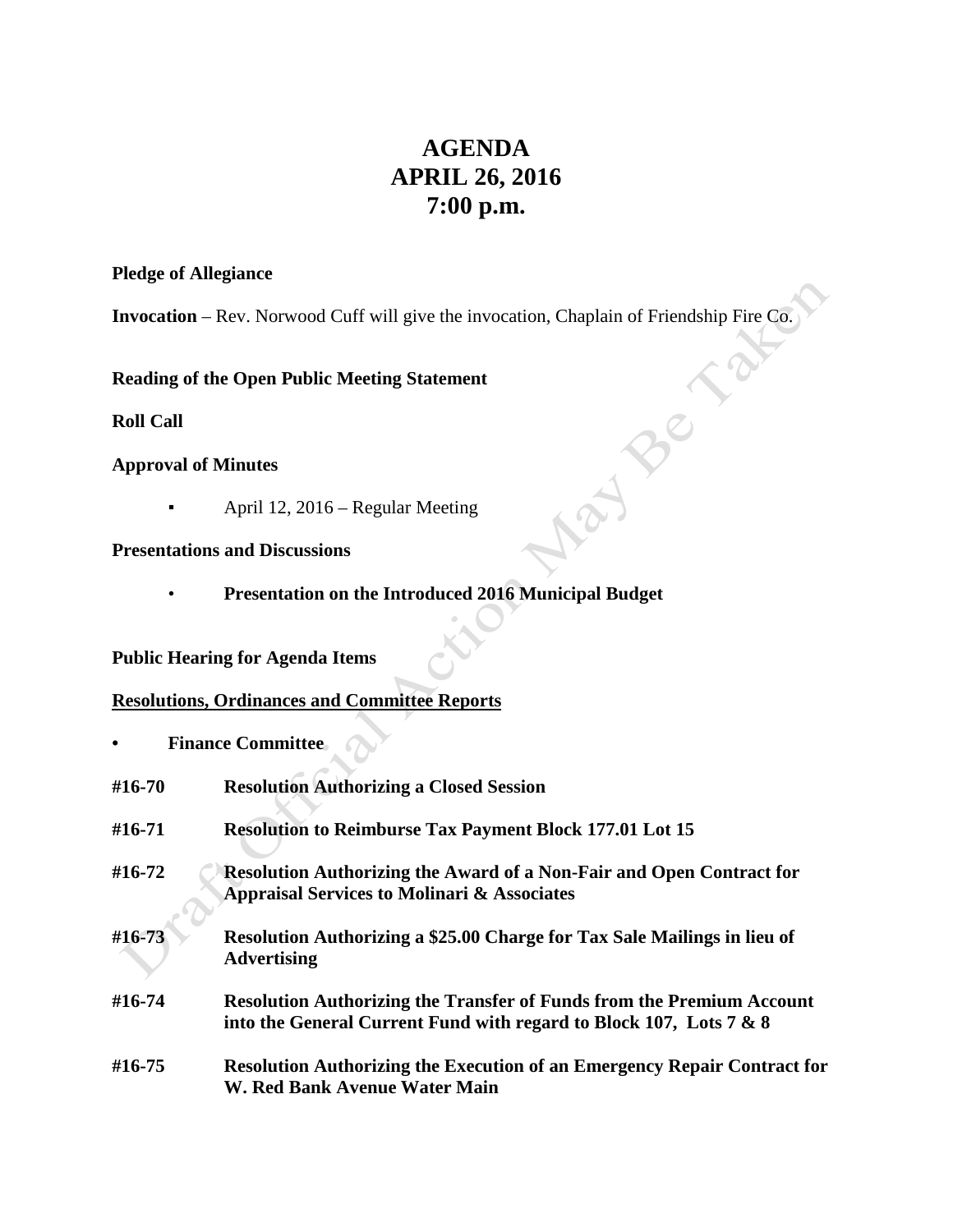# AGENDA
# APRIL 26, 2016
# 7:00 p.m.

**Pledge of Allegiance**

**Invocation** – Rev. Norwood Cuff will give the invocation, Chaplain of Friendship Fire Co.

**Reading of the Open Public Meeting Statement**

**Roll Call**

**Approval of Minutes**

- April 12, 2016 – Regular Meeting

**Presentations and Discussions**

- **Presentation on the Introduced 2016 Municipal Budget**

**Public Hearing for Agenda Items**

**<u>Resolutions, Ordinances and Committee Reports</u>**

- **Finance Committee**

**#16-70** **Resolution Authorizing a Closed Session**

**#16-71** **Resolution to Reimburse Tax Payment Block 177.01 Lot 15**

**#16-72** **Resolution Authorizing the Award of a Non-Fair and Open Contract for Appraisal Services to Molinari & Associates**

**#16-73** **Resolution Authorizing a $25.00 Charge for Tax Sale Mailings in lieu of Advertising**

**#16-74** **Resolution Authorizing the Transfer of Funds from the Premium Account into the General Current Fund with regard to Block 107, Lots 7 & 8**

**#16-75** **Resolution Authorizing the Execution of an Emergency Repair Contract for W. Red Bank Avenue Water Main**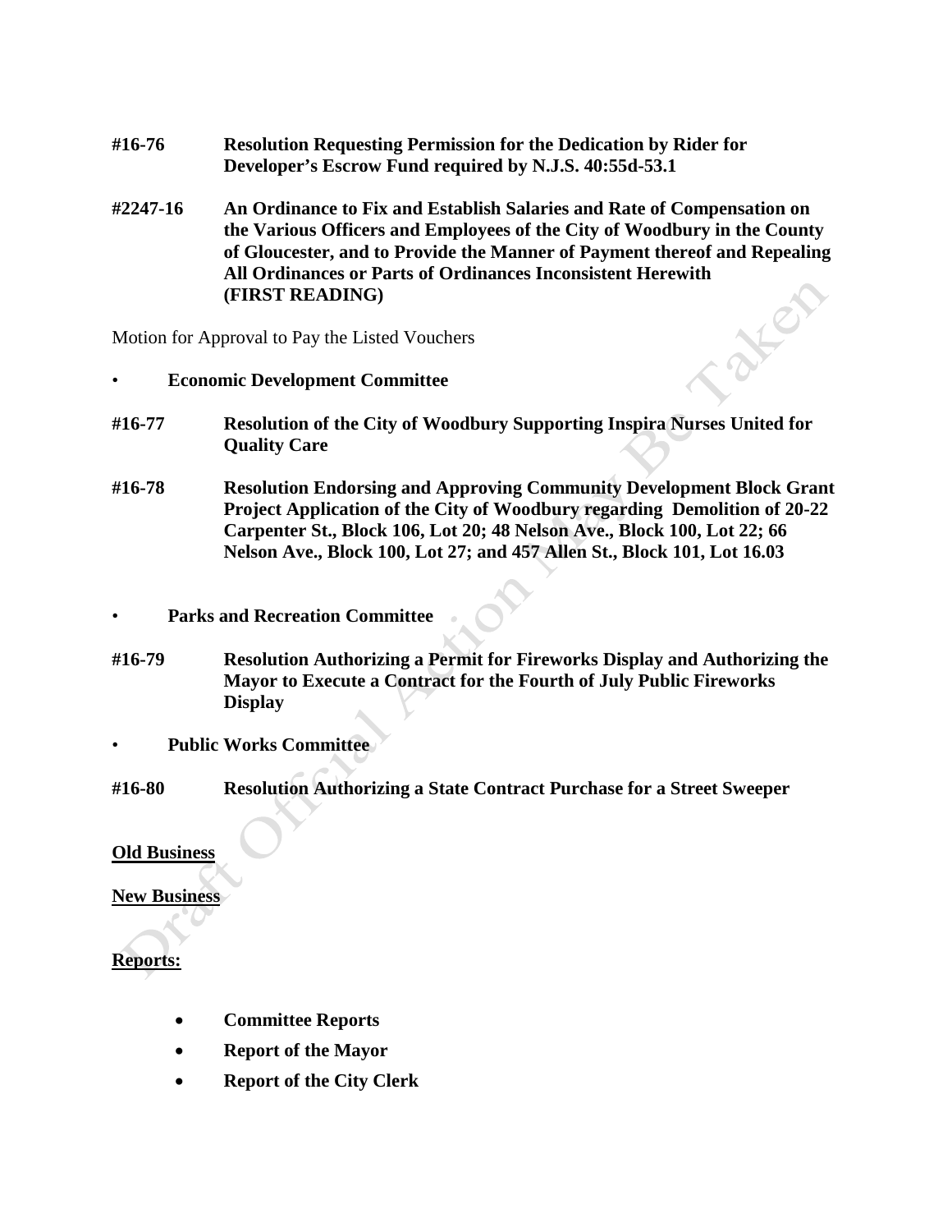**#16-76** **Resolution Requesting Permission for the Dedication by Rider for Developer's Escrow Fund required by N.J.S. 40:55d-53.1**

**#2247-16** **An Ordinance to Fix and Establish Salaries and Rate of Compensation on the Various Officers and Employees of the City of Woodbury in the County of Gloucester, and to Provide the Manner of Payment thereof and Repealing All Ordinances or Parts of Ordinances Inconsistent Herewith (FIRST READING)**

Motion for Approval to Pay the Listed Vouchers

- **Economic Development Committee**

**#16-77** **Resolution of the City of Woodbury Supporting Inspira Nurses United for Quality Care**

**#16-78** **Resolution Endorsing and Approving Community Development Block Grant Project Application of the City of Woodbury regarding Demolition of 20-22 Carpenter St., Block 106, Lot 20; 48 Nelson Ave., Block 100, Lot 22; 66 Nelson Ave., Block 100, Lot 27; and 457 Allen St., Block 101, Lot 16.03**

- **Parks and Recreation Committee**

**#16-79** **Resolution Authorizing a Permit for Fireworks Display and Authorizing the Mayor to Execute a Contract for the Fourth of July Public Fireworks Display**

- **Public Works Committee**

**#16-80** **Resolution Authorizing a State Contract Purchase for a Street Sweeper**

**Old Business**

**New Business**

**Reports:**

- **Committee Reports**
- **Report of the Mayor**
- **Report of the City Clerk**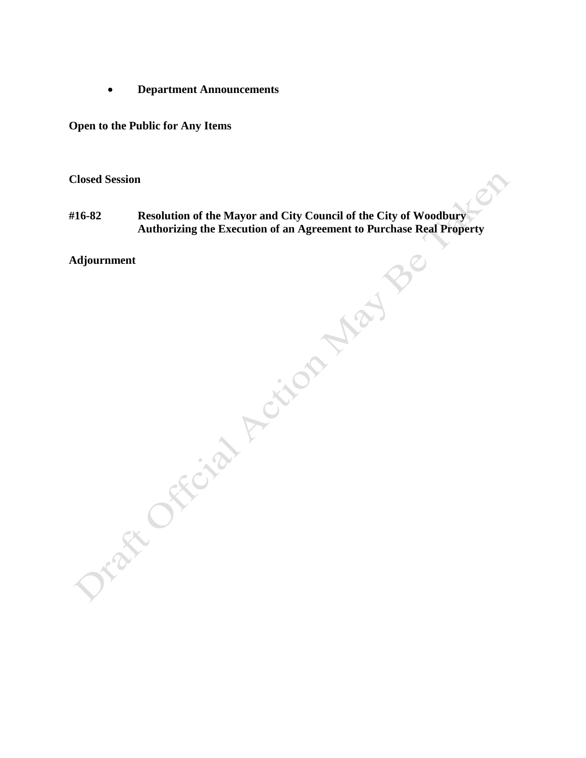- **Department Announcements**

**Open to the Public for Any Items**

**Closed Session**

**#16-82** **Resolution of the Mayor and City Council of the City of Woodbury Authorizing the Execution of an Agreement to Purchase Real Property**

**Adjournment**

Draft Offcial Action May Be Taken